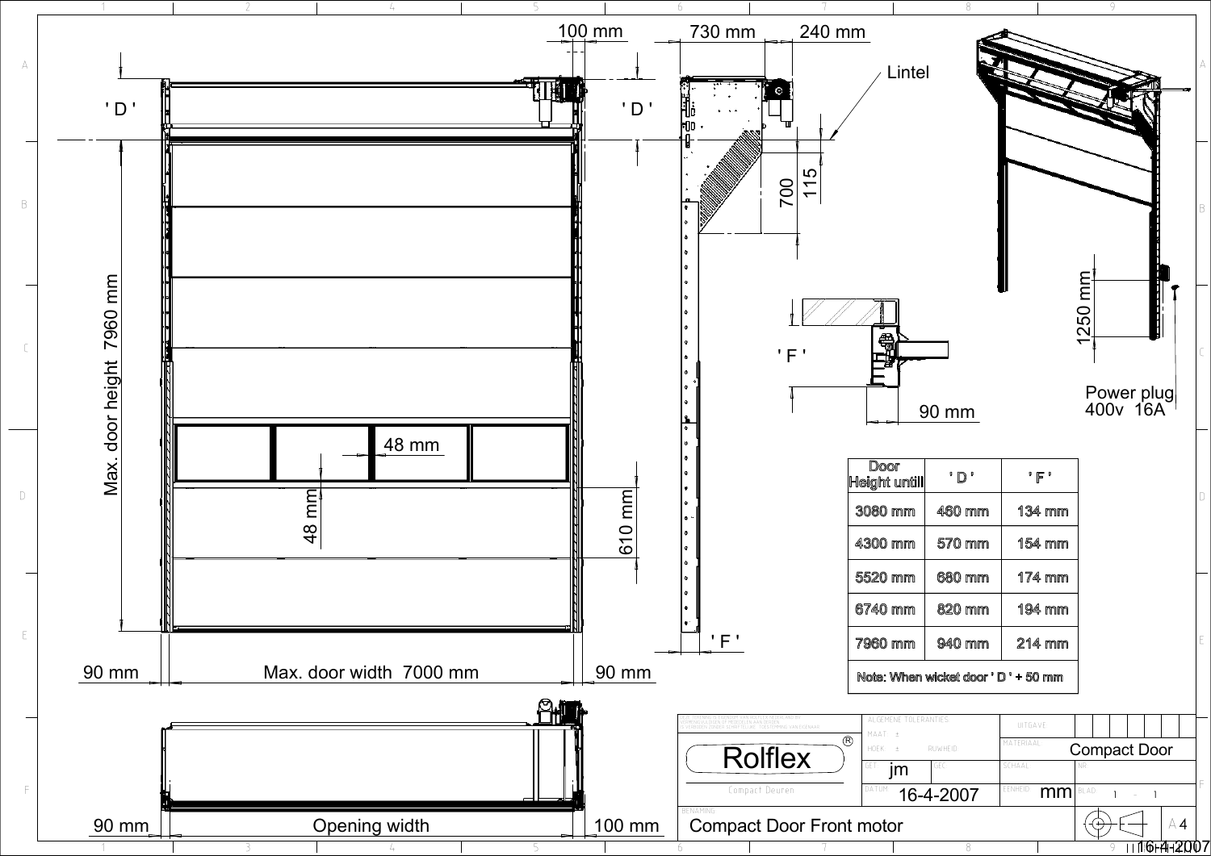# Compact Door Front motor

Rolflex®
Compact Deuren

- Max. door height 7960 mm
- Max. door width 7000 mm
- 90 mm
- 90 mm
- 100 mm
- 730 mm
- 240 mm
- Lintel
- 700
- 115
- 48 mm
- 48 mm
- 610 mm
- 90 mm
- 1250 mm
- Power plug 400v 16A
- Opening width
- 90 mm
- 100 mm

| Door Height untill | ' D ' | ' F ' |
|---|---|---|
| 3080 mm | 460 mm | 134 mm |
| 4300 mm | 570 mm | 154 mm |
| 5520 mm | 680 mm | 174 mm |
| 6740 mm | 820 mm | 194 mm |
| 7960 mm | 940 mm | 214 mm |
| Note: When wicket door ' D ' + 50 mm | | |

| | |
|---|---|
| Materiaal | Compact Door |
| Get | jm |
| Datum | 16-4-2007 |
| Eenheid | mm |
| Blad | 1 - 1 |
| Benaming | Compact Door Front motor |
| Formaat | A4 |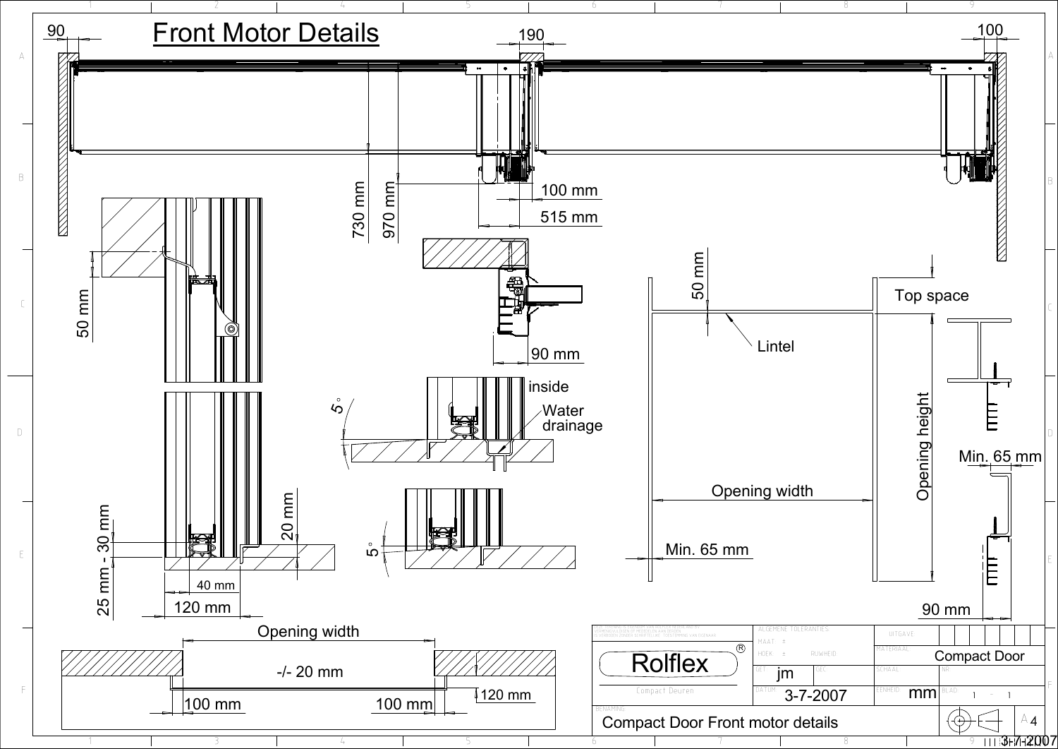# Front Motor Details

90

190

100

730 mm

970 mm

100 mm

515 mm

50 mm

90 mm

50 mm

Top space

Lintel

inside

Water drainage

5°

Opening height

Min. 65 mm

Opening width

20 mm

25 mm - 30 mm

5°

Min. 65 mm

40 mm

120 mm

90 mm

Opening width

-/- 20 mm

120 mm

100 mm

100 mm

| | | |
|---|---|---|
| Rolflex® Compact Deuren | ALGEMENE TOLERANTIES MAAT ± HOEK ± RUWHEID | UITGAVE |
| | GET jm GEC | MATERIAAL Compact Door |
| | | SCHAAL NR |
| | DATUM 3-7-2007 | EENHEID mm BLAD 1 - 1 |
| BENAMING Compact Door Front motor details | | A4 |

3-7-2007